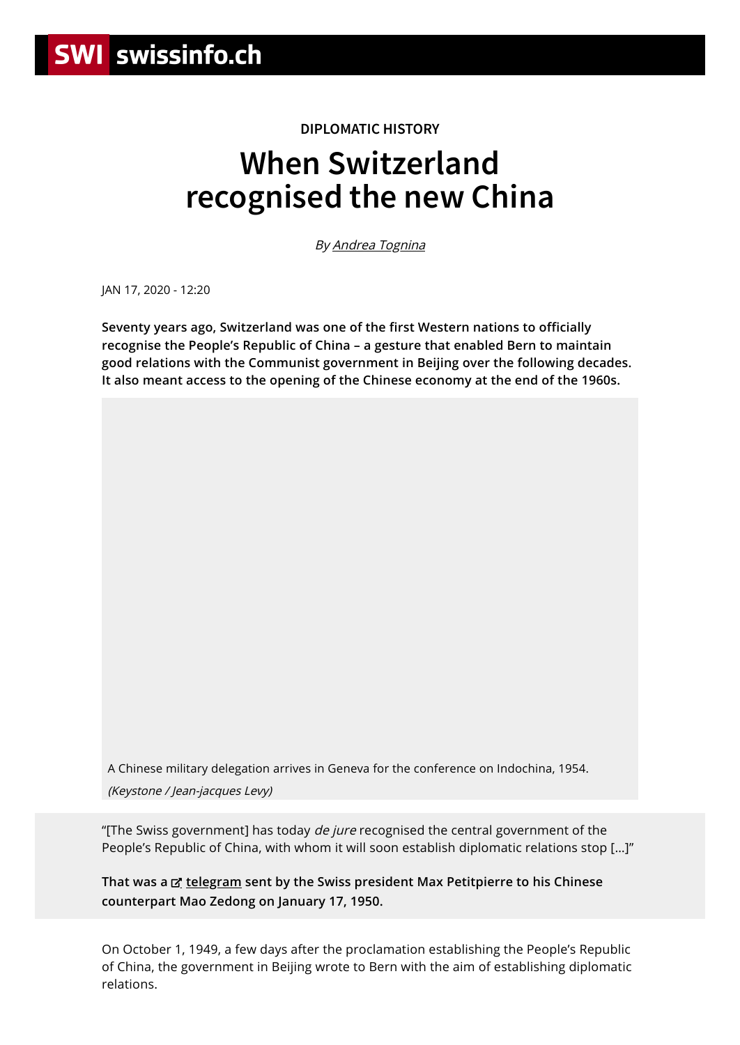DIPLOMATIC HISTORY

# When Switzerland recognised the new China

*By Andrea Tognina*

JAN 17, 2020 - 12:20

**Seventy years ago, Switzerland was one of the first Western nations to officially recognise the People's Republic of China – a gesture that enabled Bern to maintain good relations with the Communist government in Beijing over the following decades. It also meant access to the opening of the Chinese economy at the end of the 1960s.**

A Chinese military delegation arrives in Geneva for the conference on Indochina, 1954.
*(Keystone / Jean-jacques Levy)*

"[The Swiss government] has today *de jure* recognised the central government of the People's Republic of China, with whom it will soon establish diplomatic relations stop [...]"

**That was a telegram sent by the Swiss president Max Petitpierre to his Chinese counterpart Mao Zedong on January 17, 1950.**

On October 1, 1949, a few days after the proclamation establishing the People's Republic of China, the government in Beijing wrote to Bern with the aim of establishing diplomatic relations.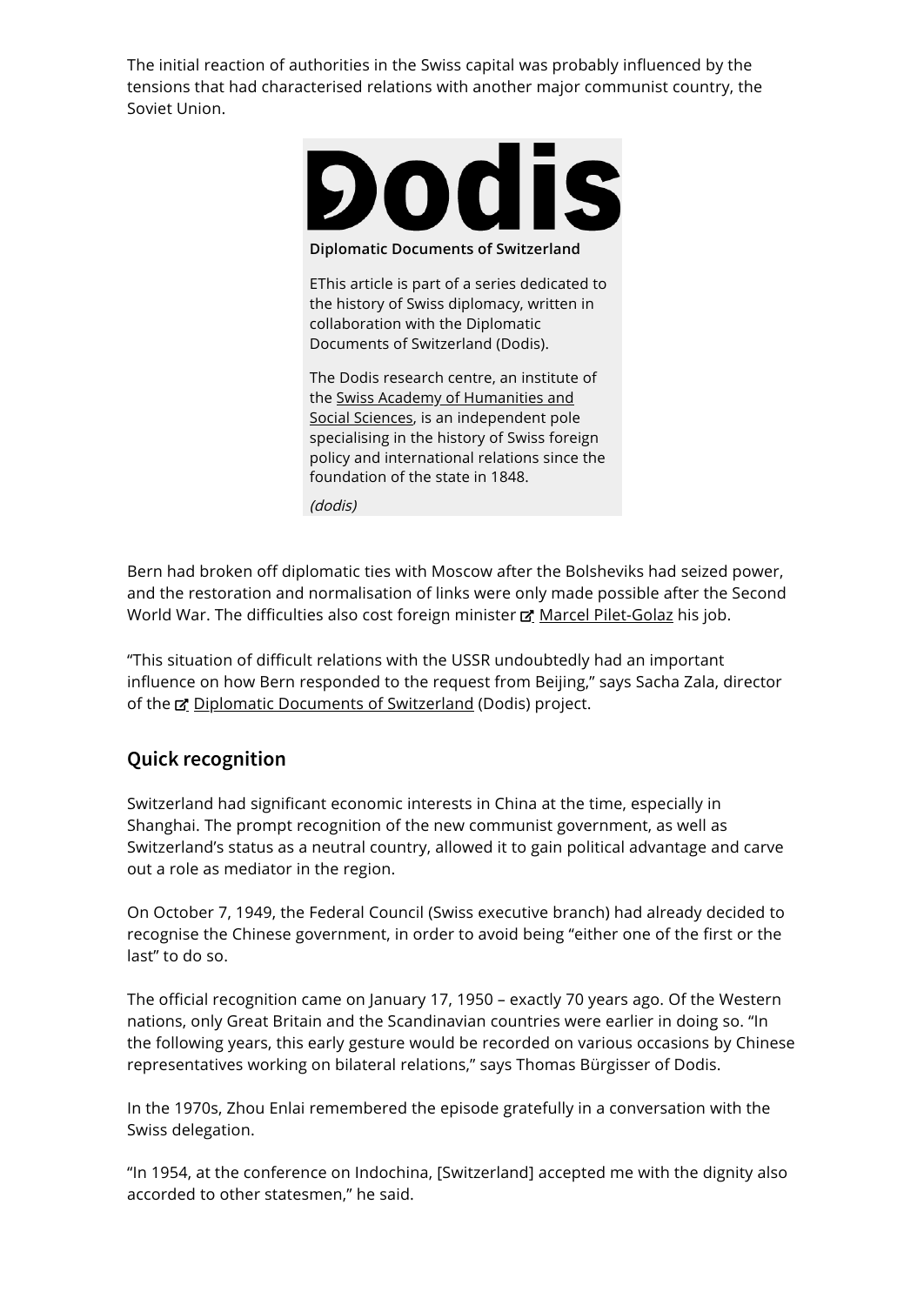The initial reaction of authorities in the Swiss capital was probably influenced by the tensions that had characterised relations with another major communist country, the Soviet Union.

**Dodis**

**Diplomatic Documents of Switzerland**

EThis article is part of a series dedicated to the history of Swiss diplomacy, written in collaboration with the Diplomatic Documents of Switzerland (Dodis).

The Dodis research centre, an institute of the Swiss Academy of Humanities and Social Sciences, is an independent pole specialising in the history of Swiss foreign policy and international relations since the foundation of the state in 1848.

*(dodis)*

Bern had broken off diplomatic ties with Moscow after the Bolsheviks had seized power, and the restoration and normalisation of links were only made possible after the Second World War. The difficulties also cost foreign minister Marcel Pilet-Golaz his job.

"This situation of difficult relations with the USSR undoubtedly had an important influence on how Bern responded to the request from Beijing," says Sacha Zala, director of the Diplomatic Documents of Switzerland (Dodis) project.

## Quick recognition

Switzerland had significant economic interests in China at the time, especially in Shanghai. The prompt recognition of the new communist government, as well as Switzerland's status as a neutral country, allowed it to gain political advantage and carve out a role as mediator in the region.

On October 7, 1949, the Federal Council (Swiss executive branch) had already decided to recognise the Chinese government, in order to avoid being "either one of the first or the last" to do so.

The official recognition came on January 17, 1950 – exactly 70 years ago. Of the Western nations, only Great Britain and the Scandinavian countries were earlier in doing so. "In the following years, this early gesture would be recorded on various occasions by Chinese representatives working on bilateral relations," says Thomas Bürgisser of Dodis.

In the 1970s, Zhou Enlai remembered the episode gratefully in a conversation with the Swiss delegation.

"In 1954, at the conference on Indochina, [Switzerland] accepted me with the dignity also accorded to other statesmen," he said.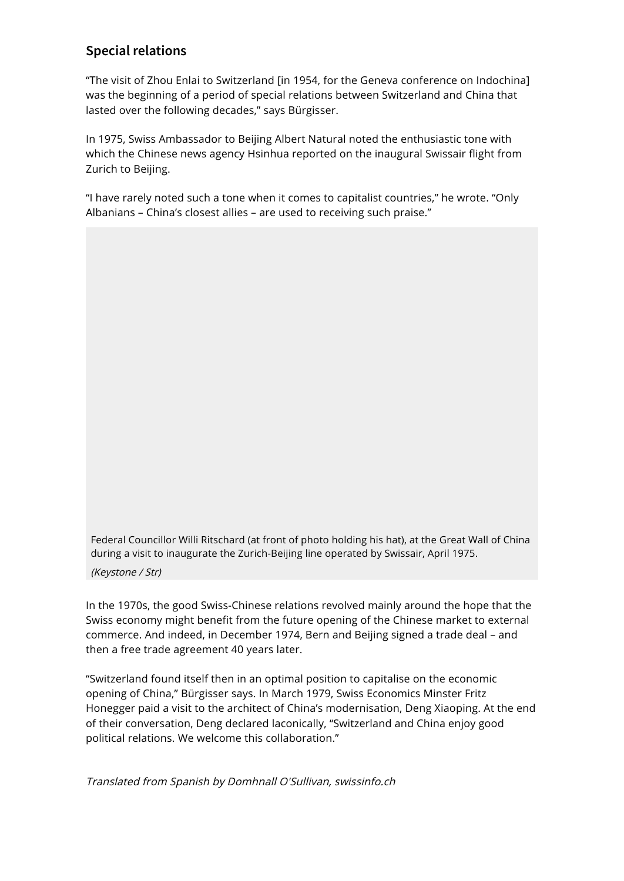## Special relations

"The visit of Zhou Enlai to Switzerland [in 1954, for the Geneva conference on Indochina] was the beginning of a period of special relations between Switzerland and China that lasted over the following decades," says Bürgisser.

In 1975, Swiss Ambassador to Beijing Albert Natural noted the enthusiastic tone with which the Chinese news agency Hsinhua reported on the inaugural Swissair flight from Zurich to Beijing.

"I have rarely noted such a tone when it comes to capitalist countries," he wrote. "Only Albanians – China's closest allies – are used to receiving such praise."

Federal Councillor Willi Ritschard (at front of photo holding his hat), at the Great Wall of China during a visit to inaugurate the Zurich-Beijing line operated by Swissair, April 1975.

*(Keystone / Str)*

In the 1970s, the good Swiss-Chinese relations revolved mainly around the hope that the Swiss economy might benefit from the future opening of the Chinese market to external commerce. And indeed, in December 1974, Bern and Beijing signed a trade deal – and then a free trade agreement 40 years later.

"Switzerland found itself then in an optimal position to capitalise on the economic opening of China," Bürgisser says. In March 1979, Swiss Economics Minster Fritz Honegger paid a visit to the architect of China's modernisation, Deng Xiaoping. At the end of their conversation, Deng declared laconically, "Switzerland and China enjoy good political relations. We welcome this collaboration."

*Translated from Spanish by Domhnall O'Sullivan, swissinfo.ch*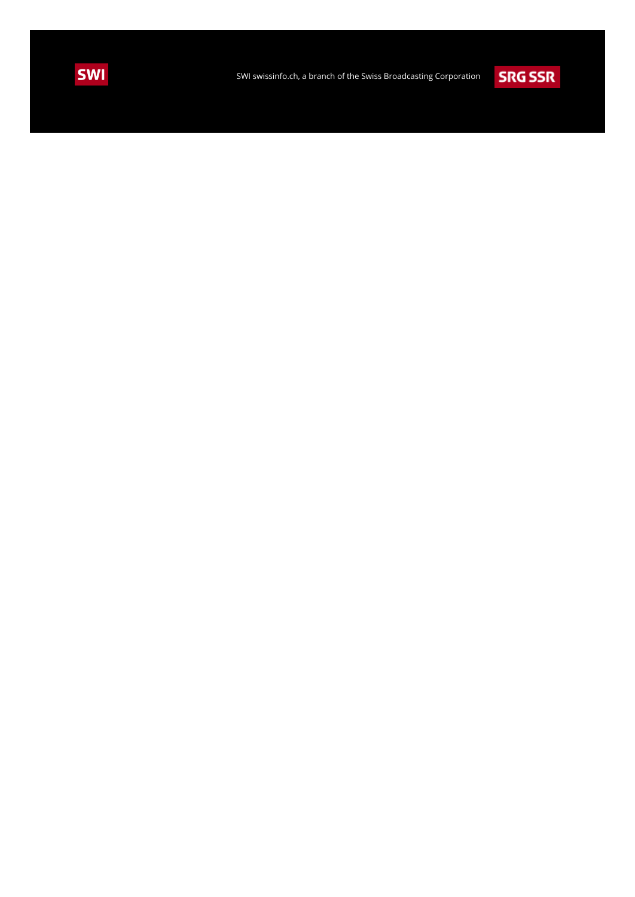SWI

SWI swissinfo.ch, a branch of the Swiss Broadcasting Corporation

SRG SSR